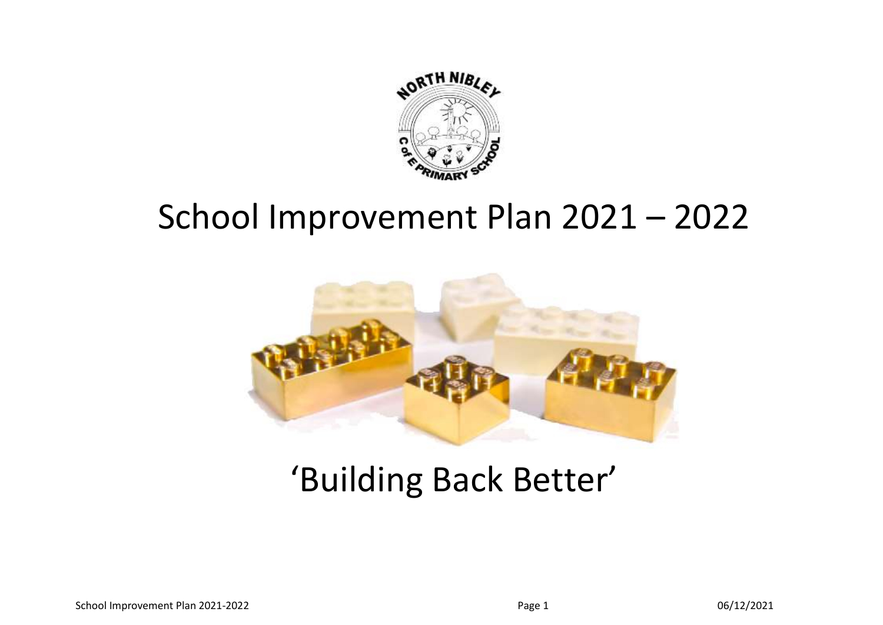# School Improvement Plan 2021 – 2022

## 'Building Back Better'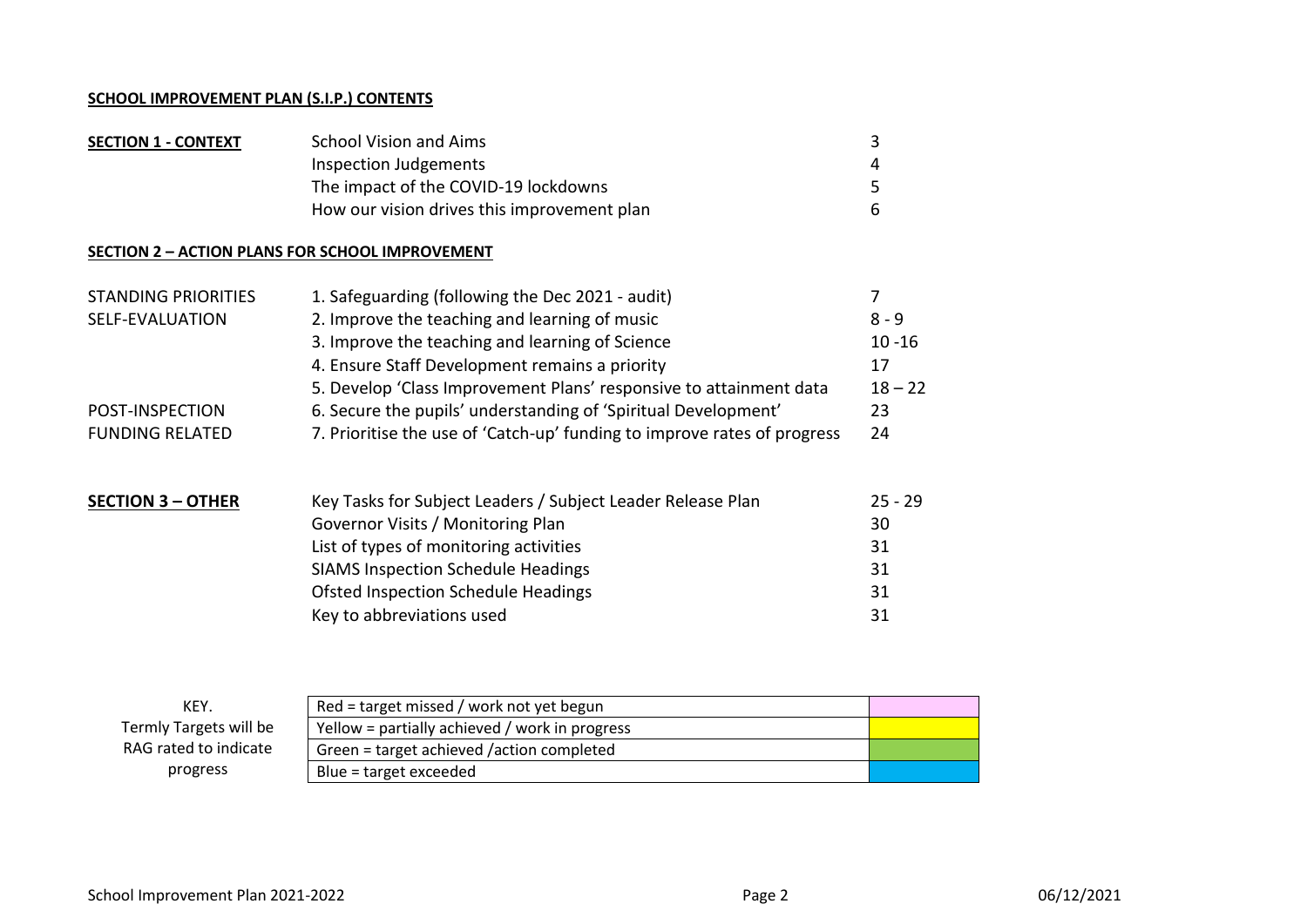**SCHOOL IMPROVEMENT PLAN (S.I.P.) CONTENTS**

| | | |
|---|---|---|
| **SECTION 1 - CONTEXT** | School Vision and Aims | 3 |
| | Inspection Judgements | 4 |
| | The impact of the COVID-19 lockdowns | 5 |
| | How our vision drives this improvement plan | 6 |

**SECTION 2 – ACTION PLANS FOR SCHOOL IMPROVEMENT**

| | | |
|---|---|---|
| STANDING PRIORITIES | 1. Safeguarding (following the Dec 2021 - audit) | 7 |
| SELF-EVALUATION | 2. Improve the teaching and learning of music | 8 - 9 |
| | 3. Improve the teaching and learning of Science | 10 -16 |
| | 4. Ensure Staff Development remains a priority | 17 |
| | 5. Develop 'Class Improvement Plans' responsive to attainment data | 18 – 22 |
| POST-INSPECTION | 6. Secure the pupils' understanding of 'Spiritual Development' | 23 |
| FUNDING RELATED | 7. Prioritise the use of 'Catch-up' funding to improve rates of progress | 24 |

| | | |
|---|---|---|
| **SECTION 3 – OTHER** | Key Tasks for Subject Leaders / Subject Leader Release Plan | 25 - 29 |
| | Governor Visits / Monitoring Plan | 30 |
| | List of types of monitoring activities | 31 |
| | SIAMS Inspection Schedule Headings | 31 |
| | Ofsted Inspection Schedule Headings | 31 |
| | Key to abbreviations used | 31 |

KEY. Termly Targets will be RAG rated to indicate progress

| | |
|---|---|
| Red = target missed / work not yet begun | |
| Yellow = partially achieved / work in progress | |
| Green = target achieved /action completed | |
| Blue = target exceeded | |

School Improvement Plan 2021-2022 | 06/12/2021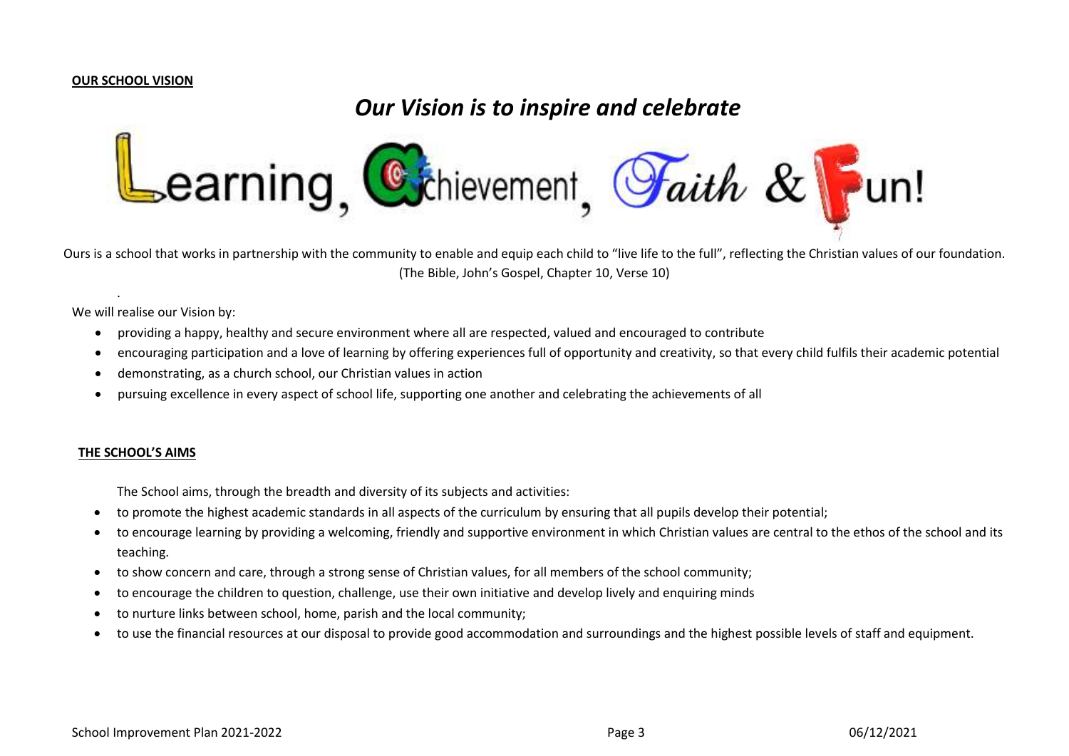**OUR SCHOOL VISION**

## *Our Vision is to inspire and celebrate*

# Learning, Achievement, Faith & Fun!

Ours is a school that works in partnership with the community to enable and equip each child to "live life to the full", reflecting the Christian values of our foundation. (The Bible, John's Gospel, Chapter 10, Verse 10)

We will realise our Vision by:

- providing a happy, healthy and secure environment where all are respected, valued and encouraged to contribute
- encouraging participation and a love of learning by offering experiences full of opportunity and creativity, so that every child fulfils their academic potential
- demonstrating, as a church school, our Christian values in action
- pursuing excellence in every aspect of school life, supporting one another and celebrating the achievements of all

**THE SCHOOL'S AIMS**

The School aims, through the breadth and diversity of its subjects and activities:

- to promote the highest academic standards in all aspects of the curriculum by ensuring that all pupils develop their potential;
- to encourage learning by providing a welcoming, friendly and supportive environment in which Christian values are central to the ethos of the school and its teaching.
- to show concern and care, through a strong sense of Christian values, for all members of the school community;
- to encourage the children to question, challenge, use their own initiative and develop lively and enquiring minds
- to nurture links between school, home, parish and the local community;
- to use the financial resources at our disposal to provide good accommodation and surroundings and the highest possible levels of staff and equipment.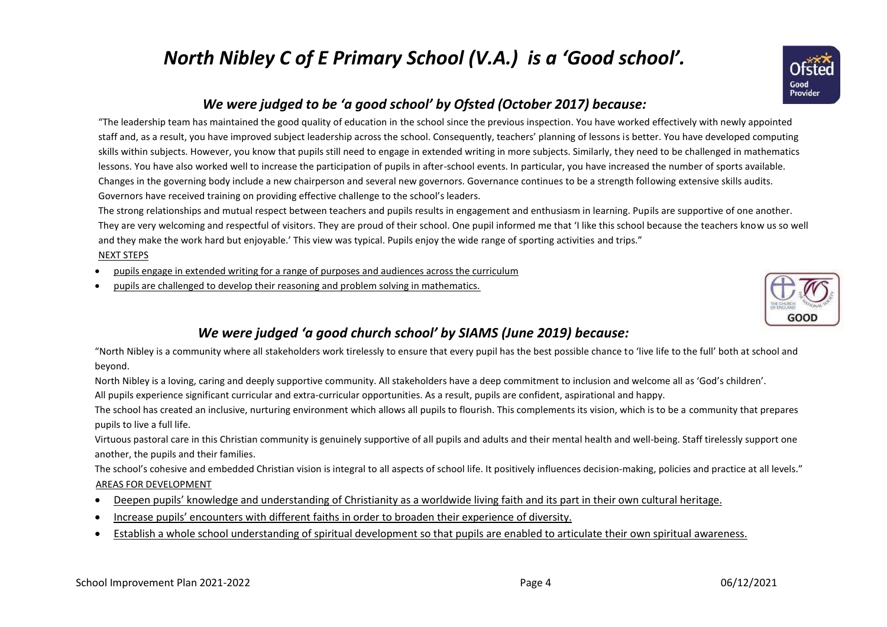# *North Nibley C of E Primary School (V.A.) is a 'Good school'.*

## *We were judged to be 'a good school' by Ofsted (October 2017) because:*

"The leadership team has maintained the good quality of education in the school since the previous inspection. You have worked effectively with newly appointed staff and, as a result, you have improved subject leadership across the school. Consequently, teachers' planning of lessons is better. You have developed computing skills within subjects. However, you know that pupils still need to engage in extended writing in more subjects. Similarly, they need to be challenged in mathematics lessons. You have also worked well to increase the participation of pupils in after-school events. In particular, you have increased the number of sports available. Changes in the governing body include a new chairperson and several new governors. Governance continues to be a strength following extensive skills audits. Governors have received training on providing effective challenge to the school's leaders.

The strong relationships and mutual respect between teachers and pupils results in engagement and enthusiasm in learning. Pupils are supportive of one another. They are very welcoming and respectful of visitors. They are proud of their school. One pupil informed me that 'I like this school because the teachers know us so well and they make the work hard but enjoyable.' This view was typical. Pupils enjoy the wide range of sporting activities and trips."

NEXT STEPS

- pupils engage in extended writing for a range of purposes and audiences across the curriculum
- pupils are challenged to develop their reasoning and problem solving in mathematics.

## *We were judged 'a good church school' by SIAMS (June 2019) because:*

"North Nibley is a community where all stakeholders work tirelessly to ensure that every pupil has the best possible chance to 'live life to the full' both at school and beyond.

North Nibley is a loving, caring and deeply supportive community. All stakeholders have a deep commitment to inclusion and welcome all as 'God's children'.

All pupils experience significant curricular and extra-curricular opportunities. As a result, pupils are confident, aspirational and happy.

The school has created an inclusive, nurturing environment which allows all pupils to flourish. This complements its vision, which is to be a community that prepares pupils to live a full life.

Virtuous pastoral care in this Christian community is genuinely supportive of all pupils and adults and their mental health and well-being. Staff tirelessly support one another, the pupils and their families.

The school's cohesive and embedded Christian vision is integral to all aspects of school life. It positively influences decision-making, policies and practice at all levels."

AREAS FOR DEVELOPMENT

- Deepen pupils' knowledge and understanding of Christianity as a worldwide living faith and its part in their own cultural heritage.
- Increase pupils' encounters with different faiths in order to broaden their experience of diversity.
- Establish a whole school understanding of spiritual development so that pupils are enabled to articulate their own spiritual awareness.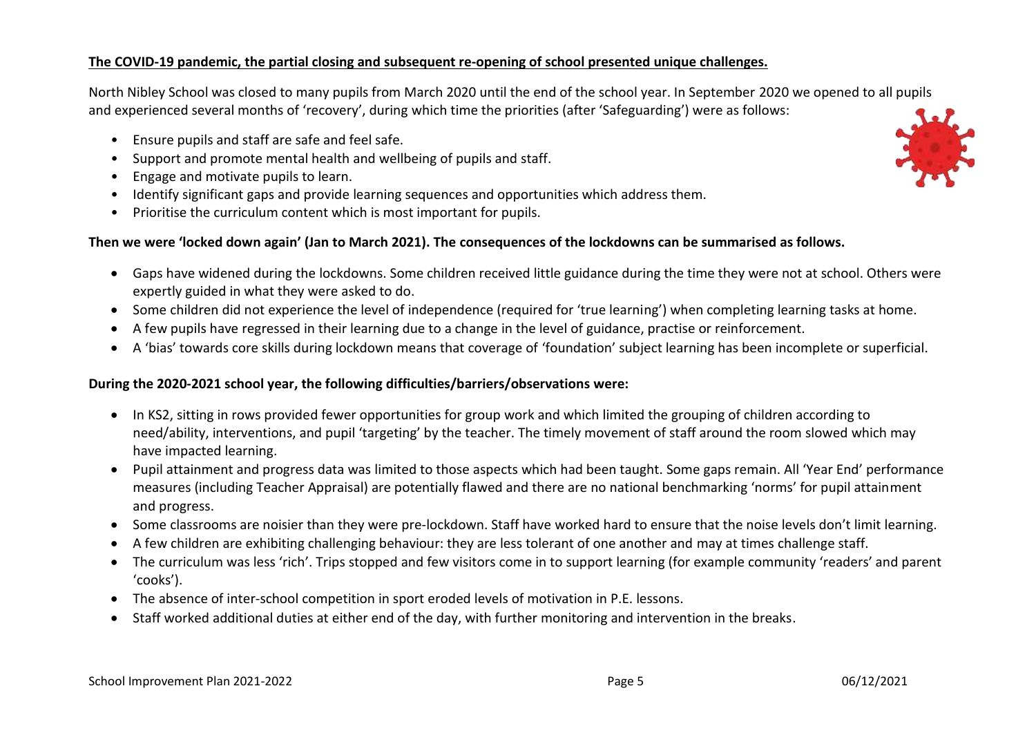**The COVID-19 pandemic, the partial closing and subsequent re-opening of school presented unique challenges.**

North Nibley School was closed to many pupils from March 2020 until the end of the school year. In September 2020 we opened to all pupils and experienced several months of 'recovery', during which time the priorities (after 'Safeguarding') were as follows:

- Ensure pupils and staff are safe and feel safe.
- Support and promote mental health and wellbeing of pupils and staff.
- Engage and motivate pupils to learn.
- Identify significant gaps and provide learning sequences and opportunities which address them.
- Prioritise the curriculum content which is most important for pupils.

**Then we were 'locked down again' (Jan to March 2021). The consequences of the lockdowns can be summarised as follows.**

- Gaps have widened during the lockdowns. Some children received little guidance during the time they were not at school. Others were expertly guided in what they were asked to do.
- Some children did not experience the level of independence (required for 'true learning') when completing learning tasks at home.
- A few pupils have regressed in their learning due to a change in the level of guidance, practise or reinforcement.
- A 'bias' towards core skills during lockdown means that coverage of 'foundation' subject learning has been incomplete or superficial.

**During the 2020-2021 school year, the following difficulties/barriers/observations were:**

- In KS2, sitting in rows provided fewer opportunities for group work and which limited the grouping of children according to need/ability, interventions, and pupil 'targeting' by the teacher. The timely movement of staff around the room slowed which may have impacted learning.
- Pupil attainment and progress data was limited to those aspects which had been taught. Some gaps remain. All 'Year End' performance measures (including Teacher Appraisal) are potentially flawed and there are no national benchmarking 'norms' for pupil attainment and progress.
- Some classrooms are noisier than they were pre-lockdown. Staff have worked hard to ensure that the noise levels don't limit learning.
- A few children are exhibiting challenging behaviour: they are less tolerant of one another and may at times challenge staff.
- The curriculum was less 'rich'. Trips stopped and few visitors come in to support learning (for example community 'readers' and parent 'cooks').
- The absence of inter-school competition in sport eroded levels of motivation in P.E. lessons.
- Staff worked additional duties at either end of the day, with further monitoring and intervention in the breaks.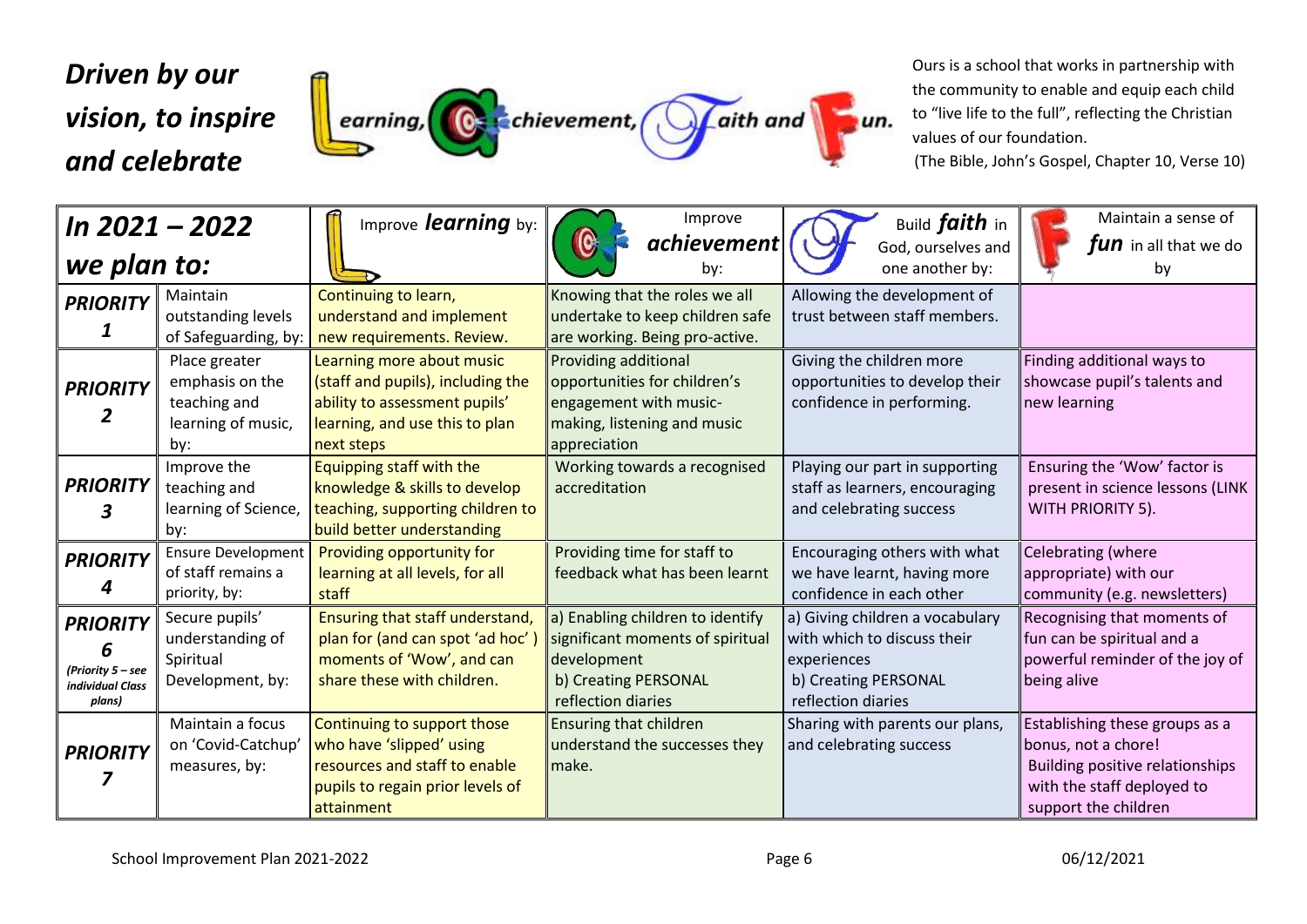# Driven by our vision, to inspire and celebrate

Learning, Achievement, Faith and Fun.

Ours is a school that works in partnership with the community to enable and equip each child to "live life to the full", reflecting the Christian values of our foundation.
(The Bible, John's Gospel, Chapter 10, Verse 10)

| **In 2021 – 2022 we plan to:** | | Improve ***learning*** by: | Improve ***achievement*** by: | Build ***faith*** in God, ourselves and one another by: | Maintain a sense of ***fun*** in all that we do by |
|---|---|---|---|---|---|
| ***PRIORITY 1*** | Maintain outstanding levels of Safeguarding, by: | Continuing to learn, understand and implement new requirements. Review. | Knowing that the roles we all undertake to keep children safe are working. Being pro-active. | Allowing the development of trust between staff members. | |
| ***PRIORITY 2*** | Place greater emphasis on the teaching and learning of music, by: | Learning more about music (staff and pupils), including the ability to assessment pupils' learning, and use this to plan next steps | Providing additional opportunities for children's engagement with music-making, listening and music appreciation | Giving the children more opportunities to develop their confidence in performing. | Finding additional ways to showcase pupil's talents and new learning |
| ***PRIORITY 3*** | Improve the teaching and learning of Science, by: | Equipping staff with the knowledge & skills to develop teaching, supporting children to build better understanding | Working towards a recognised accreditation | Playing our part in supporting staff as learners, encouraging and celebrating success | Ensuring the 'Wow' factor is present in science lessons (LINK WITH PRIORITY 5). |
| ***PRIORITY 4*** | Ensure Development of staff remains a priority, by: | Providing opportunity for learning at all levels, for all staff | Providing time for staff to feedback what has been learnt | Encouraging others with what we have learnt, having more confidence in each other | Celebrating (where appropriate) with our community (e.g. newsletters) |
| ***PRIORITY 6*** *(Priority 5 – see individual Class plans)* | Secure pupils' understanding of Spiritual Development, by: | Ensuring that staff understand, plan for (and can spot 'ad hoc') moments of 'Wow', and can share these with children. | a) Enabling children to identify significant moments of spiritual development<br>b) Creating PERSONAL reflection diaries | a) Giving children a vocabulary with which to discuss their experiences<br>b) Creating PERSONAL reflection diaries | Recognising that moments of fun can be spiritual and a powerful reminder of the joy of being alive |
| ***PRIORITY 7*** | Maintain a focus on 'Covid-Catchup' measures, by: | Continuing to support those who have 'slipped' using resources and staff to enable pupils to regain prior levels of attainment | Ensuring that children understand the successes they make. | Sharing with parents our plans, and celebrating success | Establishing these groups as a bonus, not a chore!<br>Building positive relationships with the staff deployed to support the children |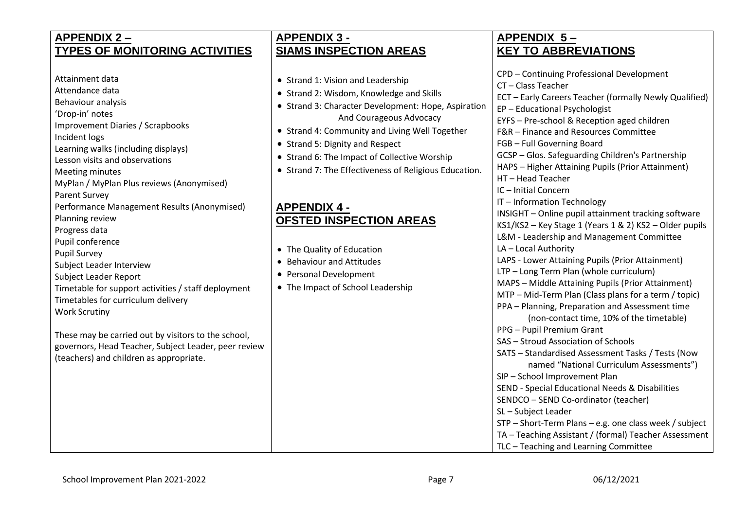## APPENDIX 2 – TYPES OF MONITORING ACTIVITIES

Attainment data
Attendance data
Behaviour analysis
'Drop-in' notes
Improvement Diaries / Scrapbooks
Incident logs
Learning walks (including displays)
Lesson visits and observations
Meeting minutes
MyPlan / MyPlan Plus reviews (Anonymised)
Parent Survey
Performance Management Results (Anonymised)
Planning review
Progress data
Pupil conference
Pupil Survey
Subject Leader Interview
Subject Leader Report
Timetable for support activities / staff deployment
Timetables for curriculum delivery
Work Scrutiny

These may be carried out by visitors to the school, governors, Head Teacher, Subject Leader, peer review (teachers) and children as appropriate.

## APPENDIX 3 - SIAMS INSPECTION AREAS

- Strand 1: Vision and Leadership
- Strand 2: Wisdom, Knowledge and Skills
- Strand 3: Character Development: Hope, Aspiration And Courageous Advocacy
- Strand 4: Community and Living Well Together
- Strand 5: Dignity and Respect
- Strand 6: The Impact of Collective Worship
- Strand 7: The Effectiveness of Religious Education.

## APPENDIX 4 - OFSTED INSPECTION AREAS

- The Quality of Education
- Behaviour and Attitudes
- Personal Development
- The Impact of School Leadership

## APPENDIX 5 – KEY TO ABBREVIATIONS

CPD – Continuing Professional Development
CT – Class Teacher
ECT – Early Careers Teacher (formally Newly Qualified)
EP – Educational Psychologist
EYFS – Pre-school & Reception aged children
F&R – Finance and Resources Committee
FGB – Full Governing Board
GCSP – Glos. Safeguarding Children's Partnership
HAPS – Higher Attaining Pupils (Prior Attainment)
HT – Head Teacher
IC – Initial Concern
IT – Information Technology
INSIGHT – Online pupil attainment tracking software
KS1/KS2 – Key Stage 1 (Years 1 & 2) KS2 – Older pupils
L&M - Leadership and Management Committee
LA – Local Authority
LAPS - Lower Attaining Pupils (Prior Attainment)
LTP – Long Term Plan (whole curriculum)
MAPS – Middle Attaining Pupils (Prior Attainment)
MTP – Mid-Term Plan (Class plans for a term / topic)
PPA – Planning, Preparation and Assessment time (non-contact time, 10% of the timetable)
PPG – Pupil Premium Grant
SAS – Stroud Association of Schools
SATS – Standardised Assessment Tasks / Tests (Now named "National Curriculum Assessments")
SIP – School Improvement Plan
SEND - Special Educational Needs & Disabilities
SENDCO – SEND Co-ordinator (teacher)
SL – Subject Leader
STP – Short-Term Plans – e.g. one class week / subject
TA – Teaching Assistant / (formal) Teacher Assessment
TLC – Teaching and Learning Committee